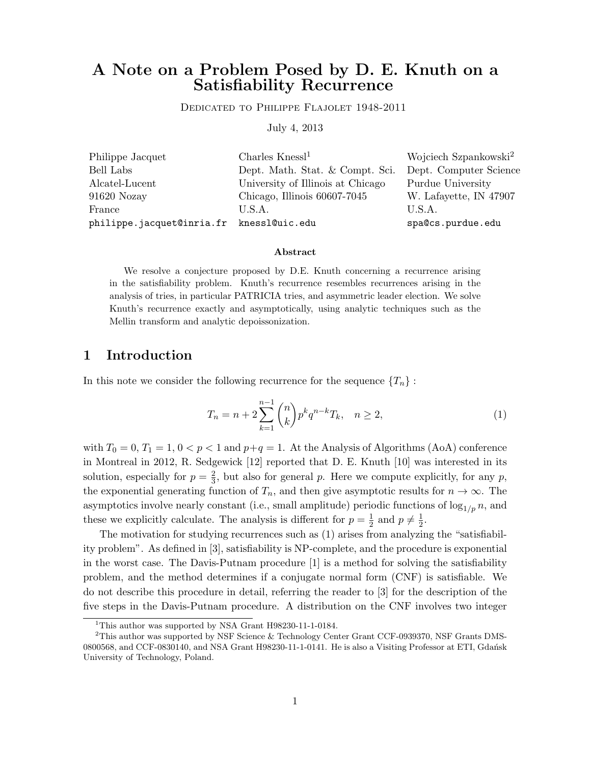# A Note on a Problem Posed by D. E. Knuth on a Satisfiability Recurrence

Dedicated to Philippe Flajolet 1948-2011

July 4, 2013

| Philippe Jacquet | Charles Knessl[1] | Wojciech Szpankowski[2] |
|---|---|---|
| Bell Labs | Dept. Math. Stat. & Compt. Sci. | Dept. Computer Science |
| Alcatel-Lucent | University of Illinois at Chicago | Purdue University |
| 91620 Nozay | Chicago, Illinois 60607-7045 | W. Lafayette, IN 47907 |
| France | U.S.A. | U.S.A. |
| philippe.jacquet@inria.fr | knessl@uic.edu | spa@cs.purdue.edu |

**Abstract**

We resolve a conjecture proposed by D.E. Knuth concerning a recurrence arising in the satisfiability problem. Knuth's recurrence resembles recurrences arising in the analysis of tries, in particular PATRICIA tries, and asymmetric leader election. We solve Knuth's recurrence exactly and asymptotically, using analytic techniques such as the Mellin transform and analytic depoissonization.

## 1 Introduction

In this note we consider the following recurrence for the sequence $\{T_n\}$ :

$$T_n = n + 2\sum_{k=1}^{n-1} \binom{n}{k} p^k q^{n-k} T_k, \quad n \geq 2, \tag{1}$$

with $T_0 = 0$, $T_1 = 1$, $0 < p < 1$ and $p+q = 1$. At the Analysis of Algorithms (AoA) conference in Montreal in 2012, R. Sedgewick [12] reported that D. E. Knuth [10] was interested in its solution, especially for $p = \frac{2}{3}$, but also for general $p$. Here we compute explicitly, for any $p$, the exponential generating function of $T_n$, and then give asymptotic results for $n \to \infty$. The asymptotics involve nearly constant (i.e., small amplitude) periodic functions of $\log_{1/p} n$, and these we explicitly calculate. The analysis is different for $p = \frac{1}{2}$ and $p \neq \frac{1}{2}$.

The motivation for studying recurrences such as (1) arises from analyzing the "satisfiability problem". As defined in [3], satisfiability is NP-complete, and the procedure is exponential in the worst case. The Davis-Putnam procedure [1] is a method for solving the satisfiability problem, and the method determines if a conjugate normal form (CNF) is satisfiable. We do not describe this procedure in detail, referring the reader to [3] for the description of the five steps in the Davis-Putnam procedure. A distribution on the CNF involves two integer

---

[1] This author was supported by NSA Grant H98230-11-1-0184.

[2] This author was supported by NSF Science & Technology Center Grant CCF-0939370, NSF Grants DMS-0800568, and CCF-0830140, and NSA Grant H98230-11-1-0141. He is also a Visiting Professor at ETI, Gdańsk University of Technology, Poland.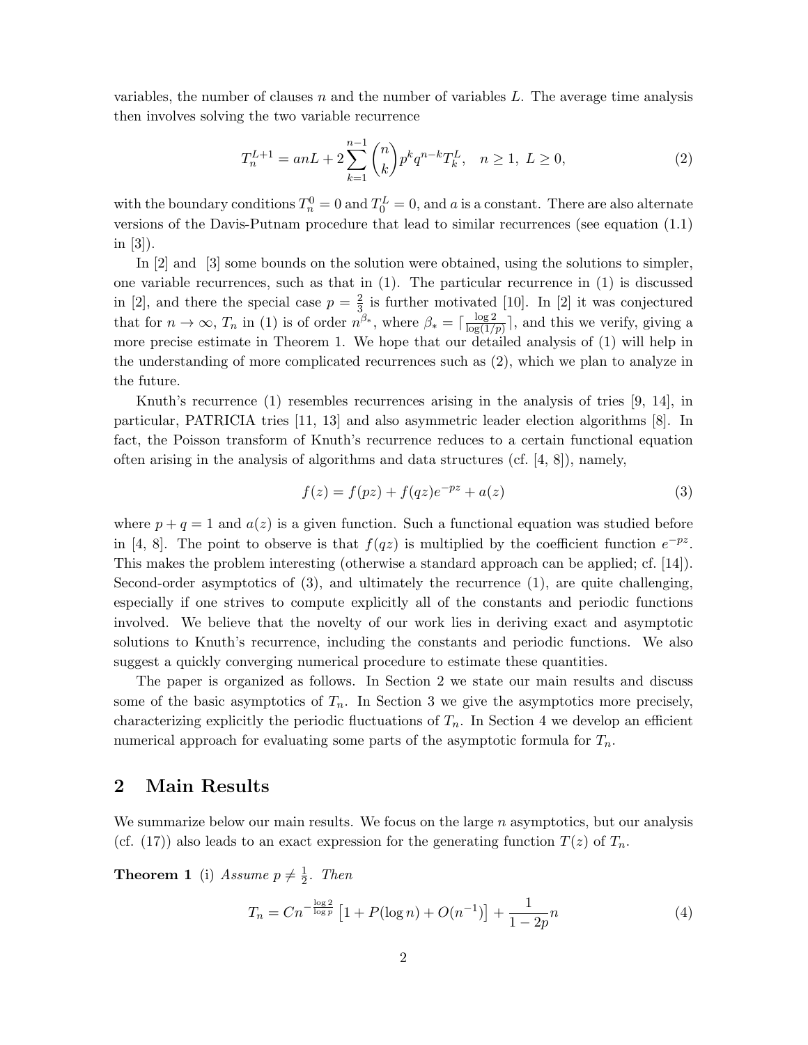variables, the number of clauses $n$ and the number of variables $L$. The average time analysis then involves solving the two variable recurrence

$$T_n^{L+1} = anL + 2\sum_{k=1}^{n-1} \binom{n}{k} p^k q^{n-k} T_k^L, \quad n \geq 1,\ L \geq 0, \tag{2}$$

with the boundary conditions $T_n^0 = 0$ and $T_0^L = 0$, and $a$ is a constant. There are also alternate versions of the Davis-Putnam procedure that lead to similar recurrences (see equation (1.1) in [3]).

In [2] and [3] some bounds on the solution were obtained, using the solutions to simpler, one variable recurrences, such as that in (1). The particular recurrence in (1) is discussed in [2], and there the special case $p = \frac{2}{3}$ is further motivated [10]. In [2] it was conjectured that for $n \to \infty$, $T_n$ in (1) is of order $n^{\beta_*}$, where $\beta_* = \lceil \frac{\log 2}{\log(1/p)} \rceil$, and this we verify, giving a more precise estimate in Theorem 1. We hope that our detailed analysis of (1) will help in the understanding of more complicated recurrences such as (2), which we plan to analyze in the future.

Knuth's recurrence (1) resembles recurrences arising in the analysis of tries [9, 14], in particular, PATRICIA tries [11, 13] and also asymmetric leader election algorithms [8]. In fact, the Poisson transform of Knuth's recurrence reduces to a certain functional equation often arising in the analysis of algorithms and data structures (cf. [4, 8]), namely,

$$f(z) = f(pz) + f(qz)e^{-pz} + a(z) \tag{3}$$

where $p + q = 1$ and $a(z)$ is a given function. Such a functional equation was studied before in [4, 8]. The point to observe is that $f(qz)$ is multiplied by the coefficient function $e^{-pz}$. This makes the problem interesting (otherwise a standard approach can be applied; cf. [14]). Second-order asymptotics of (3), and ultimately the recurrence (1), are quite challenging, especially if one strives to compute explicitly all of the constants and periodic functions involved. We believe that the novelty of our work lies in deriving exact and asymptotic solutions to Knuth's recurrence, including the constants and periodic functions. We also suggest a quickly converging numerical procedure to estimate these quantities.

The paper is organized as follows. In Section 2 we state our main results and discuss some of the basic asymptotics of $T_n$. In Section 3 we give the asymptotics more precisely, characterizing explicitly the periodic fluctuations of $T_n$. In Section 4 we develop an efficient numerical approach for evaluating some parts of the asymptotic formula for $T_n$.

## 2 Main Results

We summarize below our main results. We focus on the large $n$ asymptotics, but our analysis (cf. (17)) also leads to an exact expression for the generating function $T(z)$ of $T_n$.

**Theorem 1** (i) *Assume $p \neq \frac{1}{2}$. Then*

$$T_n = Cn^{-\frac{\log 2}{\log p}} \left[1 + P(\log n) + O(n^{-1})\right] + \frac{1}{1-2p} n \tag{4}$$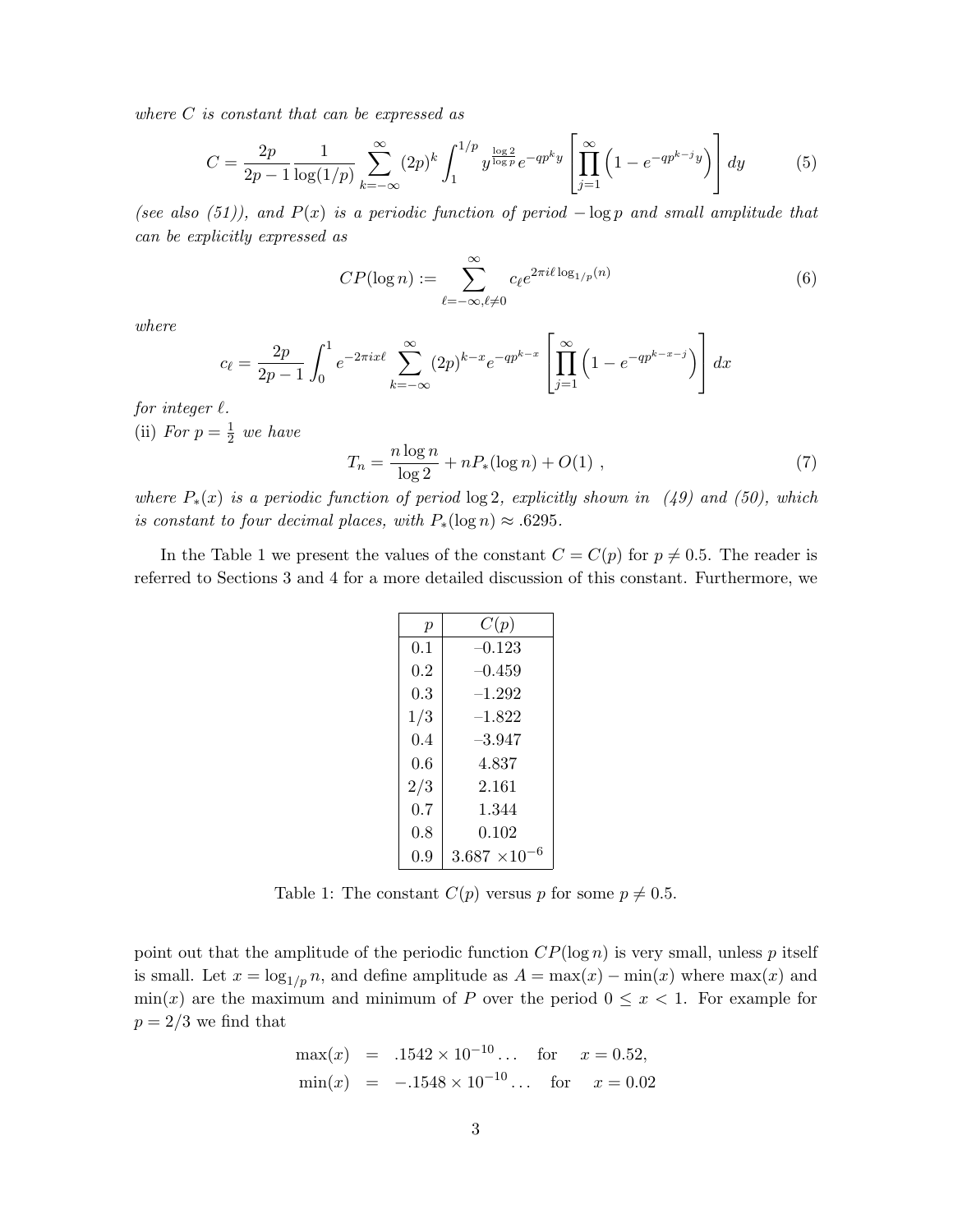*where $C$ is constant that can be expressed as*

$$C = \frac{2p}{2p-1}\frac{1}{\log(1/p)}\sum_{k=-\infty}^{\infty}(2p)^k\int_1^{1/p} y^{\frac{\log 2}{\log p}}e^{-qp^k y}\left[\prod_{j=1}^{\infty}\left(1-e^{-qp^{k-j}y}\right)\right]dy \tag{5}$$

*(see also (51)), and $P(x)$ is a periodic function of period $-\log p$ and small amplitude that can be explicitly expressed as*

$$CP(\log n) := \sum_{\ell=-\infty,\ell\neq 0}^{\infty} c_\ell e^{2\pi i\ell\log_{1/p}(n)} \tag{6}$$

*where*

$$c_\ell = \frac{2p}{2p-1}\int_0^1 e^{-2\pi i x\ell}\sum_{k=-\infty}^{\infty}(2p)^{k-x}e^{-qp^{k-x}}\left[\prod_{j=1}^{\infty}\left(1-e^{-qp^{k-x-j}}\right)\right]dx$$

*for integer $\ell$.*

(ii) *For $p=\frac{1}{2}$ we have*

$$T_n = \frac{n\log n}{\log 2} + nP_*(\log n) + O(1)\ , \tag{7}$$

*where $P_*(x)$ is a periodic function of period $\log 2$, explicitly shown in (49) and (50), which is constant to four decimal places, with $P_*(\log n) \approx .6295$.*

In the Table 1 we present the values of the constant $C = C(p)$ for $p \neq 0.5$. The reader is referred to Sections 3 and 4 for a more detailed discussion of this constant. Furthermore, we point out that the amplitude of the periodic function $CP(\log n)$ is very small, unless $p$ itself is small. Let $x = \log_{1/p} n$, and define amplitude as $A = \max(x) - \min(x)$ where $\max(x)$ and $\min(x)$ are the maximum and minimum of $P$ over the period $0 \le x < 1$. For example for $p = 2/3$ we find that

| $p$ | $C(p)$ |
|---|---|
| 0.1 | –0.123 |
| 0.2 | –0.459 |
| 0.3 | –1.292 |
| 1/3 | –1.822 |
| 0.4 | –3.947 |
| 0.6 | 4.837 |
| 2/3 | 2.161 |
| 0.7 | 1.344 |
| 0.8 | 0.102 |
| 0.9 | $3.687 \times 10^{-6}$ |

Table 1: The constant $C(p)$ versus $p$ for some $p \neq 0.5$.

$$\begin{aligned}\max(x) &= .1542 \times 10^{-10}\ldots \quad \text{for} \quad x = 0.52,\\ \min(x) &= -.1548 \times 10^{-10}\ldots \quad \text{for} \quad x = 0.02\end{aligned}$$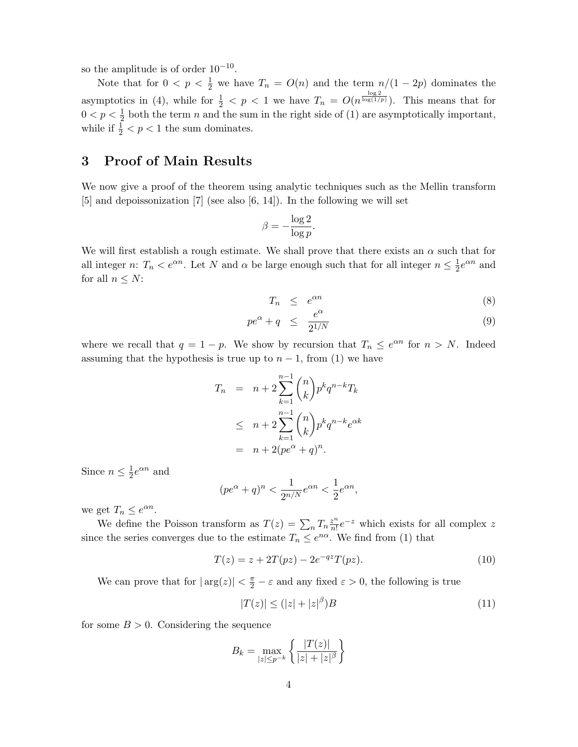so the amplitude is of order $10^{-10}$.

Note that for $0 < p < \frac{1}{2}$ we have $T_n = O(n)$ and the term $n/(1-2p)$ dominates the asymptotics in (4), while for $\frac{1}{2} < p < 1$ we have $T_n = O(n^{\frac{\log 2}{\log(1/p)}})$. This means that for $0 < p < \frac{1}{2}$ both the term $n$ and the sum in the right side of (1) are asymptotically important, while if $\frac{1}{2} < p < 1$ the sum dominates.

## 3 Proof of Main Results

We now give a proof of the theorem using analytic techniques such as the Mellin transform [5] and depoissonization [7] (see also [6, 14]). In the following we will set

$$\beta = -\frac{\log 2}{\log p}.$$

We will first establish a rough estimate. We shall prove that there exists an $\alpha$ such that for all integer $n$: $T_n < e^{\alpha n}$. Let $N$ and $\alpha$ be large enough such that for all integer $n \leq \frac{1}{2}e^{\alpha n}$ and for all $n \leq N$:

$$T_n \leq e^{\alpha n} \tag{8}$$

$$pe^{\alpha} + q \leq \frac{e^{\alpha}}{2^{1/N}} \tag{9}$$

where we recall that $q = 1 - p$. We show by recursion that $T_n \leq e^{\alpha n}$ for $n > N$. Indeed assuming that the hypothesis is true up to $n-1$, from (1) we have

$$\begin{aligned} T_n &= n + 2\sum_{k=1}^{n-1} \binom{n}{k} p^k q^{n-k} T_k \\ &\leq n + 2\sum_{k=1}^{n-1} \binom{n}{k} p^k q^{n-k} e^{\alpha k} \\ &= n + 2(pe^{\alpha} + q)^n. \end{aligned}$$

Since $n \leq \frac{1}{2}e^{\alpha n}$ and

$$(pe^{\alpha} + q)^n < \frac{1}{2^{n/N}} e^{\alpha n} < \frac{1}{2} e^{\alpha n},$$

we get $T_n \leq e^{\alpha n}$.

We define the Poisson transform as $T(z) = \sum_n T_n \frac{z^n}{n!} e^{-z}$ which exists for all complex $z$ since the series converges due to the estimate $T_n \leq e^{n\alpha}$. We find from (1) that

$$T(z) = z + 2T(pz) - 2e^{-qz}T(pz). \tag{10}$$

We can prove that for $|\arg(z)| < \frac{\pi}{2} - \varepsilon$ and any fixed $\varepsilon > 0$, the following is true

$$|T(z)| \leq (|z| + |z|^{\beta})B \tag{11}$$

for some $B > 0$. Considering the sequence

$$B_k = \max_{|z| \leq p^{-k}} \left\{ \frac{|T(z)|}{|z| + |z|^{\beta}} \right\}$$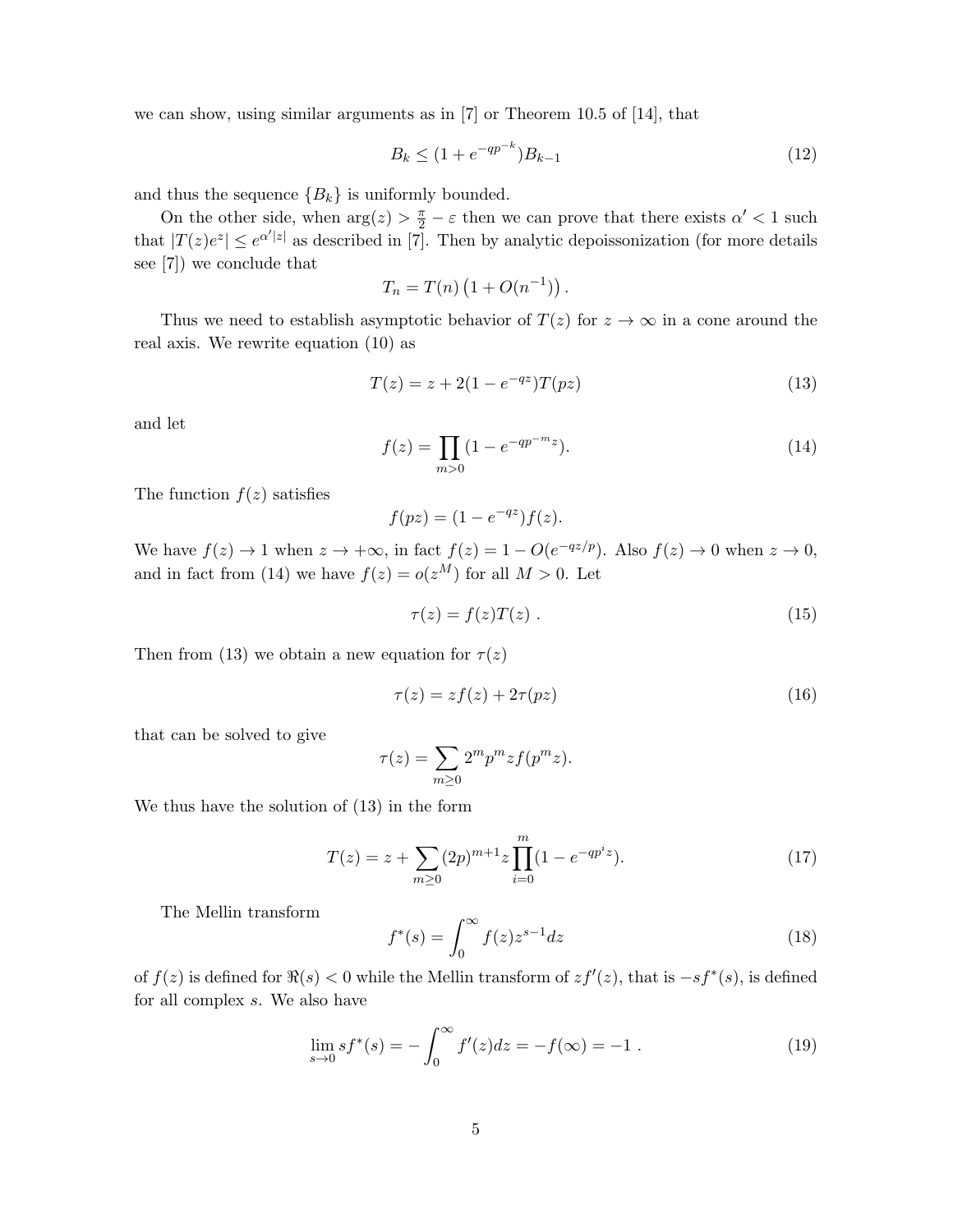we can show, using similar arguments as in [7] or Theorem 10.5 of [14], that

$$B_k \leq (1 + e^{-qp^{-k}}) B_{k-1} \tag{12}$$

and thus the sequence $\{B_k\}$ is uniformly bounded.

On the other side, when $\arg(z) > \frac{\pi}{2} - \varepsilon$ then we can prove that there exists $\alpha' < 1$ such that $|T(z)e^z| \leq e^{\alpha'|z|}$ as described in [7]. Then by analytic depoissonization (for more details see [7]) we conclude that

$$T_n = T(n)\left(1 + O(n^{-1})\right).$$

Thus we need to establish asymptotic behavior of $T(z)$ for $z \to \infty$ in a cone around the real axis. We rewrite equation (10) as

$$T(z) = z + 2(1 - e^{-qz})T(pz) \tag{13}$$

and let

$$f(z) = \prod_{m>0} (1 - e^{-qp^{-m}z}). \tag{14}$$

The function $f(z)$ satisfies

$$f(pz) = (1 - e^{-qz}) f(z).$$

We have $f(z) \to 1$ when $z \to +\infty$, in fact $f(z) = 1 - O(e^{-qz/p})$. Also $f(z) \to 0$ when $z \to 0$, and in fact from (14) we have $f(z) = o(z^M)$ for all $M > 0$. Let

$$\tau(z) = f(z)T(z)\ . \tag{15}$$

Then from (13) we obtain a new equation for $\tau(z)$

$$\tau(z) = zf(z) + 2\tau(pz) \tag{16}$$

that can be solved to give

$$\tau(z) = \sum_{m \geq 0} 2^m p^m z f(p^m z).$$

We thus have the solution of (13) in the form

$$T(z) = z + \sum_{m \geq 0} (2p)^{m+1} z \prod_{i=0}^{m} (1 - e^{-qp^i z}). \tag{17}$$

The Mellin transform

$$f^*(s) = \int_0^\infty f(z) z^{s-1} dz \tag{18}$$

of $f(z)$ is defined for $\Re(s) < 0$ while the Mellin transform of $zf'(z)$, that is $-sf^*(s)$, is defined for all complex $s$. We also have

$$\lim_{s \to 0} s f^*(s) = -\int_0^\infty f'(z) dz = -f(\infty) = -1\ . \tag{19}$$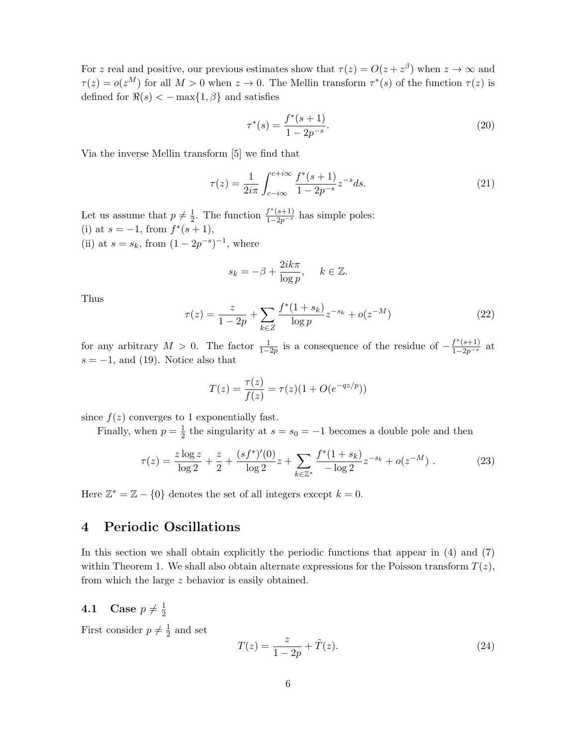For $z$ real and positive, our previous estimates show that $\tau(z) = O(z + z^\beta)$ when $z \to \infty$ and $\tau(z) = o(z^M)$ for all $M > 0$ when $z \to 0$. The Mellin transform $\tau^*(s)$ of the function $\tau(z)$ is defined for $\Re(s) < -\max\{1, \beta\}$ and satisfies

$$\tau^*(s) = \frac{f^*(s+1)}{1 - 2p^{-s}}. \tag{20}$$

Via the inverse Mellin transform [5] we find that

$$\tau(z) = \frac{1}{2i\pi} \int_{c-i\infty}^{c+i\infty} \frac{f^*(s+1)}{1 - 2p^{-s}} z^{-s} ds. \tag{21}$$

Let us assume that $p \neq \frac{1}{2}$. The function $\frac{f^*(s+1)}{1-2p^{-s}}$ has simple poles:
(i) at $s = -1$, from $f^*(s+1)$,
(ii) at $s = s_k$, from $(1 - 2p^{-s})^{-1}$, where

$$s_k = -\beta + \frac{2ik\pi}{\log p}, \quad k \in \mathbb{Z}.$$

Thus

$$\tau(z) = \frac{z}{1-2p} + \sum_{k \in Z} \frac{f^*(1+s_k)}{\log p} z^{-s_k} + o(z^{-M}) \tag{22}$$

for any arbitrary $M > 0$. The factor $\frac{1}{1-2p}$ is a consequence of the residue of $-\frac{f^*(s+1)}{1-2p^{-s}}$ at $s = -1$, and (19). Notice also that

$$T(z) = \frac{\tau(z)}{f(z)} = \tau(z)(1 + O(e^{-qz/p}))$$

since $f(z)$ converges to 1 exponentially fast.

Finally, when $p = \frac{1}{2}$ the singularity at $s = s_0 = -1$ becomes a double pole and then

$$\tau(z) = \frac{z \log z}{\log 2} + \frac{z}{2} + \frac{(sf^*)'(0)}{\log 2} z + \sum_{k \in \mathbb{Z}^*} \frac{f^*(1+s_k)}{-\log 2} z^{-s_k} + o(z^{-M}) \ . \tag{23}$$

Here $\mathbb{Z}^* = \mathbb{Z} - \{0\}$ denotes the set of all integers except $k = 0$.

# 4 Periodic Oscillations

In this section we shall obtain explicitly the periodic functions that appear in (4) and (7) within Theorem 1. We shall also obtain alternate expressions for the Poisson transform $T(z)$, from which the large $z$ behavior is easily obtained.

## 4.1 Case $p \neq \frac{1}{2}$

First consider $p \neq \frac{1}{2}$ and set

$$T(z) = \frac{z}{1-2p} + \tilde{T}(z). \tag{24}$$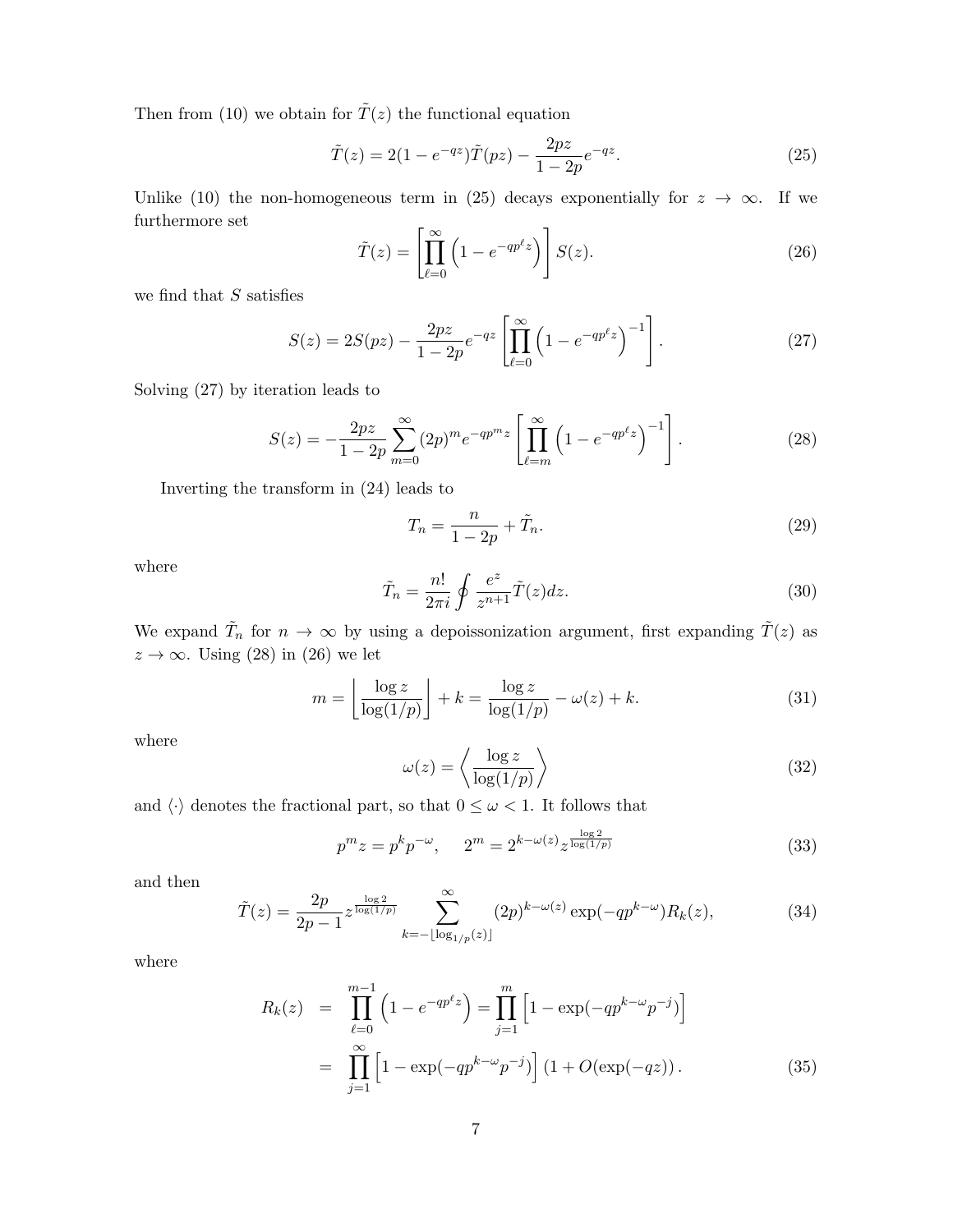Then from (10) we obtain for $\tilde{T}(z)$ the functional equation

$$\tilde{T}(z) = 2(1 - e^{-qz})\tilde{T}(pz) - \frac{2pz}{1-2p}e^{-qz}. \tag{25}$$

Unlike (10) the non-homogeneous term in (25) decays exponentially for $z \to \infty$. If we furthermore set

$$\tilde{T}(z) = \left[\prod_{\ell=0}^{\infty}\left(1 - e^{-qp^{\ell}z}\right)\right] S(z). \tag{26}$$

we find that $S$ satisfies

$$S(z) = 2S(pz) - \frac{2pz}{1-2p}e^{-qz}\left[\prod_{\ell=0}^{\infty}\left(1 - e^{-qp^{\ell}z}\right)^{-1}\right]. \tag{27}$$

Solving (27) by iteration leads to

$$S(z) = -\frac{2pz}{1-2p}\sum_{m=0}^{\infty}(2p)^m e^{-qp^m z}\left[\prod_{\ell=m}^{\infty}\left(1 - e^{-qp^{\ell}z}\right)^{-1}\right]. \tag{28}$$

Inverting the transform in (24) leads to

$$T_n = \frac{n}{1-2p} + \tilde{T}_n. \tag{29}$$

where

$$\tilde{T}_n = \frac{n!}{2\pi i}\oint \frac{e^z}{z^{n+1}}\tilde{T}(z)dz. \tag{30}$$

We expand $\tilde{T}_n$ for $n \to \infty$ by using a depoissonization argument, first expanding $\tilde{T}(z)$ as $z \to \infty$. Using (28) in (26) we let

$$m = \left\lfloor \frac{\log z}{\log(1/p)} \right\rfloor + k = \frac{\log z}{\log(1/p)} - \omega(z) + k. \tag{31}$$

where

$$\omega(z) = \left\langle \frac{\log z}{\log(1/p)} \right\rangle \tag{32}$$

and $\langle\cdot\rangle$ denotes the fractional part, so that $0 \le \omega < 1$. It follows that

$$p^m z = p^k p^{-\omega}, \quad 2^m = 2^{k-\omega(z)} z^{\frac{\log 2}{\log(1/p)}} \tag{33}$$

and then

$$\tilde{T}(z) = \frac{2p}{2p-1} z^{\frac{\log 2}{\log(1/p)}} \sum_{k=-\lfloor \log_{1/p}(z) \rfloor}^{\infty} (2p)^{k-\omega(z)} \exp(-qp^{k-\omega}) R_k(z), \tag{34}$$

where

$$\begin{aligned} R_k(z) &= \prod_{\ell=0}^{m-1}\left(1 - e^{-qp^{\ell}z}\right) = \prod_{j=1}^{m}\left[1 - \exp(-qp^{k-\omega}p^{-j})\right] \\ &= \prod_{j=1}^{\infty}\left[1 - \exp(-qp^{k-\omega}p^{-j})\right](1 + O(\exp(-qz))). \end{aligned} \tag{35}$$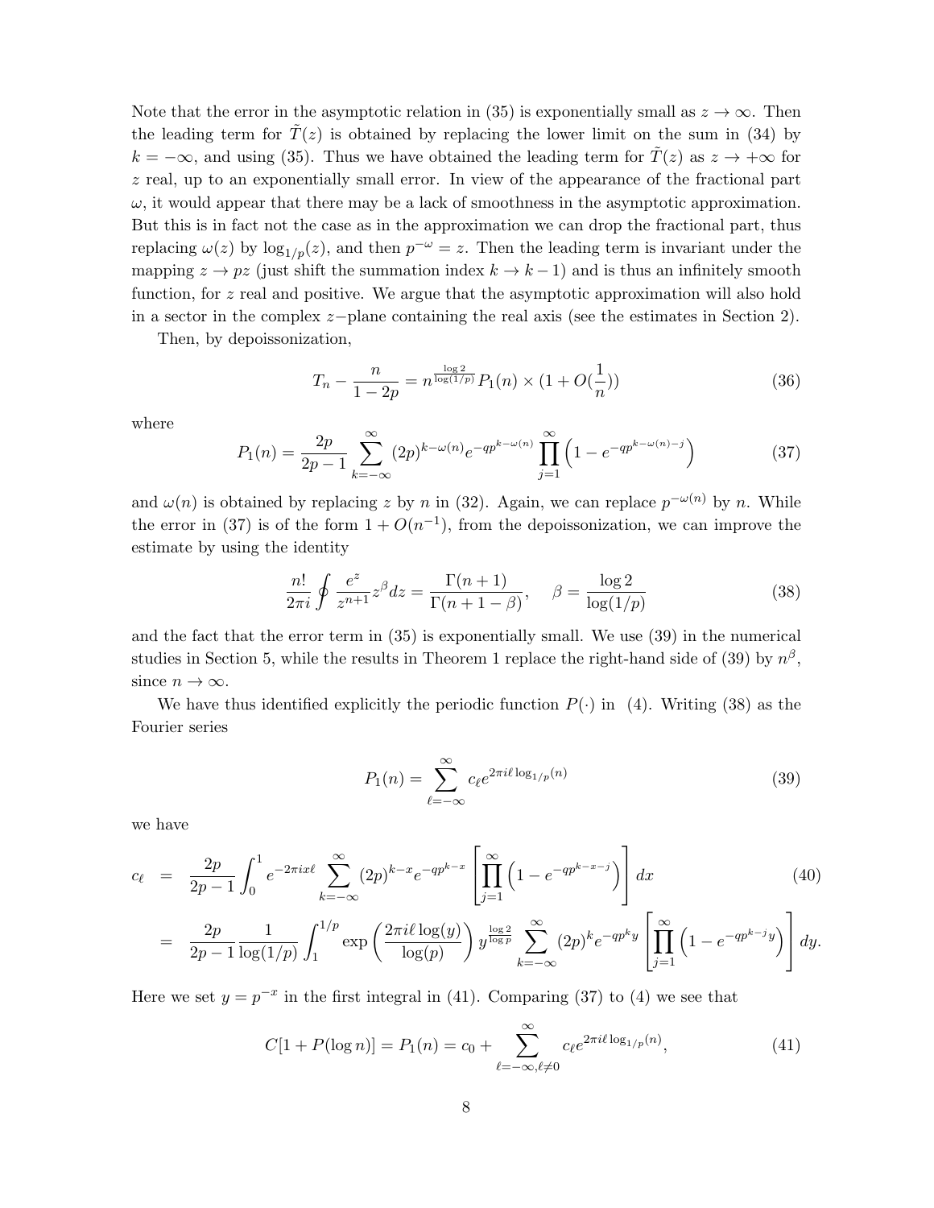Note that the error in the asymptotic relation in (35) is exponentially small as $z \to \infty$. Then the leading term for $\tilde{T}(z)$ is obtained by replacing the lower limit on the sum in (34) by $k = -\infty$, and using (35). Thus we have obtained the leading term for $\tilde{T}(z)$ as $z \to +\infty$ for $z$ real, up to an exponentially small error. In view of the appearance of the fractional part $\omega$, it would appear that there may be a lack of smoothness in the asymptotic approximation. But this is in fact not the case as in the approximation we can drop the fractional part, thus replacing $\omega(z)$ by $\log_{1/p}(z)$, and then $p^{-\omega} = z$. Then the leading term is invariant under the mapping $z \to pz$ (just shift the summation index $k \to k-1$) and is thus an infinitely smooth function, for $z$ real and positive. We argue that the asymptotic approximation will also hold in a sector in the complex $z-$plane containing the real axis (see the estimates in Section 2).

Then, by depoissonization,

$$T_n - \frac{n}{1-2p} = n^{\frac{\log 2}{\log(1/p)}} P_1(n) \times (1 + O(\frac{1}{n})) \tag{36}$$

where

$$P_1(n) = \frac{2p}{2p-1} \sum_{k=-\infty}^{\infty} (2p)^{k-\omega(n)} e^{-qp^{k-\omega(n)}} \prod_{j=1}^{\infty} \left(1 - e^{-qp^{k-\omega(n)-j}}\right) \tag{37}$$

and $\omega(n)$ is obtained by replacing $z$ by $n$ in (32). Again, we can replace $p^{-\omega(n)}$ by $n$. While the error in (37) is of the form $1 + O(n^{-1})$, from the depoissonization, we can improve the estimate by using the identity

$$\frac{n!}{2\pi i} \oint \frac{e^z}{z^{n+1}} z^{\beta} dz = \frac{\Gamma(n+1)}{\Gamma(n+1-\beta)}, \quad \beta = \frac{\log 2}{\log(1/p)} \tag{38}$$

and the fact that the error term in (35) is exponentially small. We use (39) in the numerical studies in Section 5, while the results in Theorem 1 replace the right-hand side of (39) by $n^{\beta}$, since $n \to \infty$.

We have thus identified explicitly the periodic function $P(\cdot)$ in (4). Writing (38) as the Fourier series

$$P_1(n) = \sum_{\ell=-\infty}^{\infty} c_{\ell} e^{2\pi i \ell \log_{1/p}(n)} \tag{39}$$

we have

$$\begin{aligned} c_{\ell} &= \frac{2p}{2p-1} \int_0^1 e^{-2\pi i x \ell} \sum_{k=-\infty}^{\infty} (2p)^{k-x} e^{-qp^{k-x}} \left[ \prod_{j=1}^{\infty} \left(1 - e^{-qp^{k-x-j}}\right) \right] dx \qquad (40) \\ &= \frac{2p}{2p-1} \frac{1}{\log(1/p)} \int_1^{1/p} \exp\left(\frac{2\pi i \ell \log(y)}{\log(p)}\right) y^{\frac{\log 2}{\log p}} \sum_{k=-\infty}^{\infty} (2p)^k e^{-qp^k y} \left[ \prod_{j=1}^{\infty} \left(1 - e^{-qp^{k-j} y}\right) \right] dy. \end{aligned}$$

Here we set $y = p^{-x}$ in the first integral in (41). Comparing (37) to (4) we see that

$$C[1 + P(\log n)] = P_1(n) = c_0 + \sum_{\ell=-\infty, \ell \neq 0}^{\infty} c_{\ell} e^{2\pi i \ell \log_{1/p}(n)}, \tag{41}$$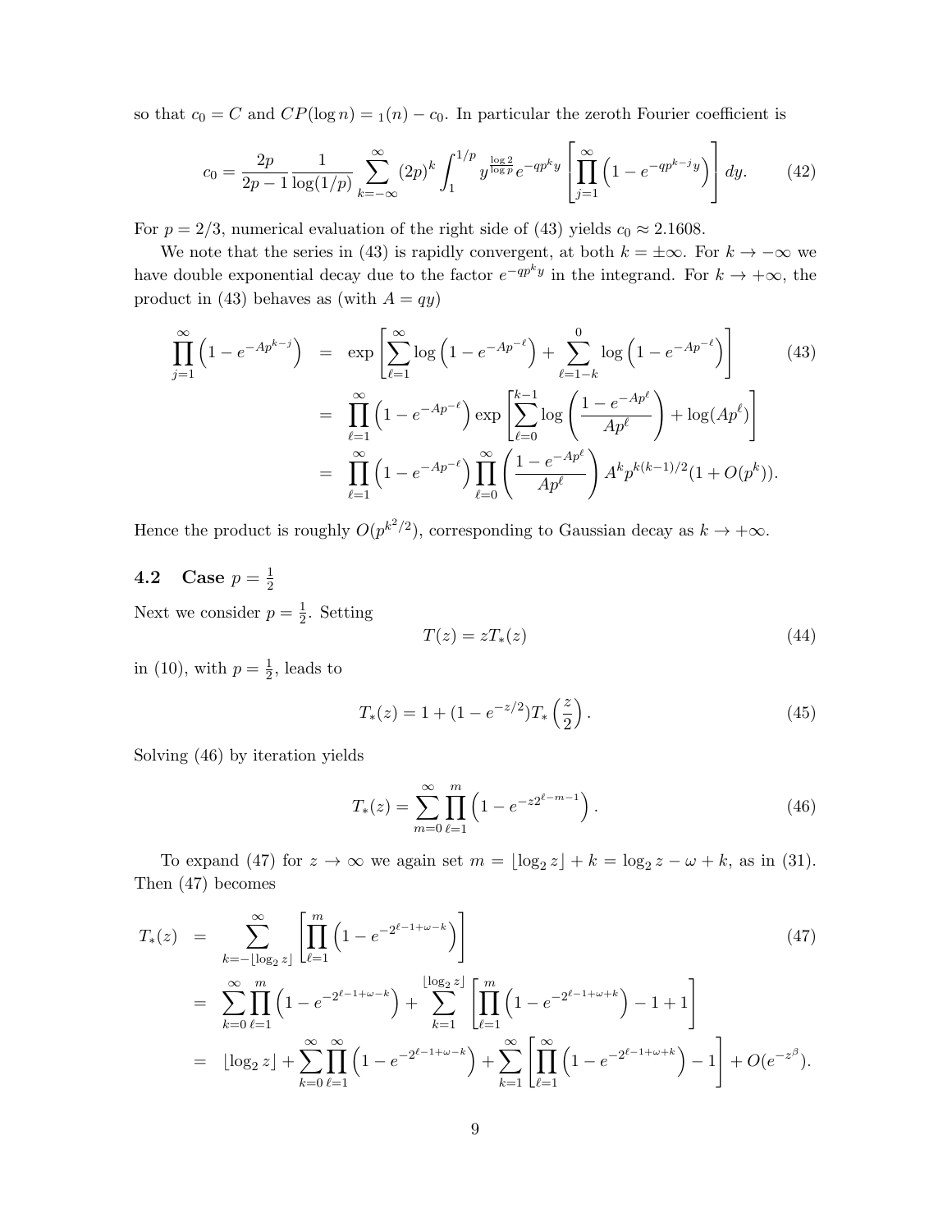so that $c_0 = C$ and $CP(\log n) = {}_1(n) - c_0$. In particular the zeroth Fourier coefficient is

$$c_0 = \frac{2p}{2p-1}\frac{1}{\log(1/p)}\sum_{k=-\infty}^{\infty}(2p)^k\int_1^{1/p} y^{\frac{\log 2}{\log p}} e^{-qp^k y}\left[\prod_{j=1}^{\infty}\left(1-e^{-qp^{k-j}y}\right)\right]dy. \tag{42}$$

For $p = 2/3$, numerical evaluation of the right side of (43) yields $c_0 \approx 2.1608$.

We note that the series in (43) is rapidly convergent, at both $k = \pm\infty$. For $k \to -\infty$ we have double exponential decay due to the factor $e^{-qp^k y}$ in the integrand. For $k \to +\infty$, the product in (43) behaves as (with $A = qy$)

$$\begin{aligned}
\prod_{j=1}^{\infty}\left(1-e^{-Ap^{k-j}}\right) &= \exp\left[\sum_{\ell=1}^{\infty}\log\left(1-e^{-Ap^{-\ell}}\right)+\sum_{\ell=1-k}^{0}\log\left(1-e^{-Ap^{-\ell}}\right)\right] \\
&= \prod_{\ell=1}^{\infty}\left(1-e^{-Ap^{-\ell}}\right)\exp\left[\sum_{\ell=0}^{k-1}\log\left(\frac{1-e^{-Ap^{\ell}}}{Ap^{\ell}}\right)+\log(Ap^{\ell})\right] \\
&= \prod_{\ell=1}^{\infty}\left(1-e^{-Ap^{-\ell}}\right)\prod_{\ell=0}^{\infty}\left(\frac{1-e^{-Ap^{\ell}}}{Ap^{\ell}}\right)A^k p^{k(k-1)/2}(1+O(p^k)).
\end{aligned} \tag{43}$$

Hence the product is roughly $O(p^{k^2/2})$, corresponding to Gaussian decay as $k \to +\infty$.

### 4.2 Case $p = \frac{1}{2}$

Next we consider $p = \frac{1}{2}$. Setting

$$T(z) = zT_*(z) \tag{44}$$

in (10), with $p = \frac{1}{2}$, leads to

$$T_*(z) = 1 + (1-e^{-z/2})T_*\left(\frac{z}{2}\right). \tag{45}$$

Solving (46) by iteration yields

$$T_*(z) = \sum_{m=0}^{\infty}\prod_{\ell=1}^{m}\left(1-e^{-z2^{\ell-m-1}}\right). \tag{46}$$

To expand (47) for $z \to \infty$ we again set $m = \lfloor \log_2 z \rfloor + k = \log_2 z - \omega + k$, as in (31). Then (47) becomes

$$\begin{aligned}
T_*(z) &= \sum_{k=-\lfloor \log_2 z\rfloor}^{\infty}\left[\prod_{\ell=1}^{m}\left(1-e^{-2^{\ell-1+\omega-k}}\right)\right] \\
&= \sum_{k=0}^{\infty}\prod_{\ell=1}^{m}\left(1-e^{-2^{\ell-1+\omega-k}}\right)+\sum_{k=1}^{\lfloor \log_2 z\rfloor}\left[\prod_{\ell=1}^{m}\left(1-e^{-2^{\ell-1+\omega+k}}\right)-1+1\right] \\
&= \lfloor \log_2 z\rfloor + \sum_{k=0}^{\infty}\prod_{\ell=1}^{\infty}\left(1-e^{-2^{\ell-1+\omega-k}}\right)+\sum_{k=1}^{\infty}\left[\prod_{\ell=1}^{\infty}\left(1-e^{-2^{\ell-1+\omega+k}}\right)-1\right]+O(e^{-z^{\beta}}).
\end{aligned} \tag{47}$$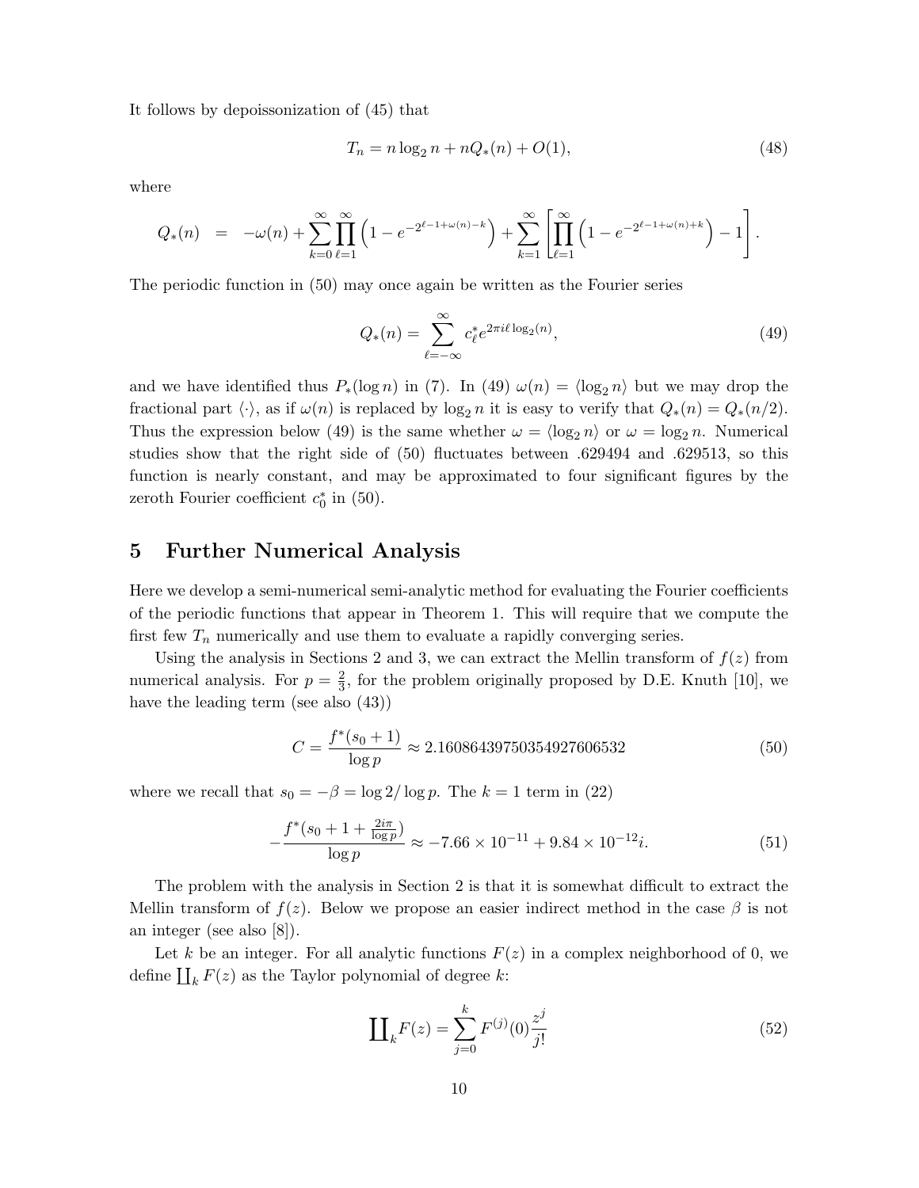It follows by depoissonization of (45) that

$$T_n = n \log_2 n + nQ_*(n) + O(1), \tag{48}$$

where

$$Q_*(n) \;\; = \;\; -\omega(n) + \sum_{k=0}^{\infty} \prod_{\ell=1}^{\infty} \left(1 - e^{-2^{\ell-1+\omega(n)-k}}\right) + \sum_{k=1}^{\infty} \left[ \prod_{\ell=1}^{\infty} \left(1 - e^{-2^{\ell-1+\omega(n)+k}}\right) - 1 \right].$$

The periodic function in (50) may once again be written as the Fourier series

$$Q_*(n) = \sum_{\ell=-\infty}^{\infty} c_\ell^* e^{2\pi i \ell \log_2(n)}, \tag{49}$$

and we have identified thus $P_*(\log n)$ in (7). In (49) $\omega(n) = \langle \log_2 n \rangle$ but we may drop the fractional part $\langle \cdot \rangle$, as if $\omega(n)$ is replaced by $\log_2 n$ it is easy to verify that $Q_*(n) = Q_*(n/2)$. Thus the expression below (49) is the same whether $\omega = \langle \log_2 n \rangle$ or $\omega = \log_2 n$. Numerical studies show that the right side of (50) fluctuates between .629494 and .629513, so this function is nearly constant, and may be approximated to four significant figures by the zeroth Fourier coefficient $c_0^*$ in (50).

## 5 Further Numerical Analysis

Here we develop a semi-numerical semi-analytic method for evaluating the Fourier coefficients of the periodic functions that appear in Theorem 1. This will require that we compute the first few $T_n$ numerically and use them to evaluate a rapidly converging series.

Using the analysis in Sections 2 and 3, we can extract the Mellin transform of $f(z)$ from numerical analysis. For $p = \frac{2}{3}$, for the problem originally proposed by D.E. Knuth [10], we have the leading term (see also (43))

$$C = \frac{f^*(s_0 + 1)}{\log p} \approx 2.16086439750354927606532 \tag{50}$$

where we recall that $s_0 = -\beta = \log 2 / \log p$. The $k = 1$ term in (22)

$$-\frac{f^*(s_0 + 1 + \frac{2i\pi}{\log p})}{\log p} \approx -7.66 \times 10^{-11} + 9.84 \times 10^{-12} i. \tag{51}$$

The problem with the analysis in Section 2 is that it is somewhat difficult to extract the Mellin transform of $f(z)$. Below we propose an easier indirect method in the case $\beta$ is not an integer (see also [8]).

Let $k$ be an integer. For all analytic functions $F(z)$ in a complex neighborhood of 0, we define $\coprod_k F(z)$ as the Taylor polynomial of degree $k$:

$$\coprod_k F(z) = \sum_{j=0}^{k} F^{(j)}(0) \frac{z^j}{j!} \tag{52}$$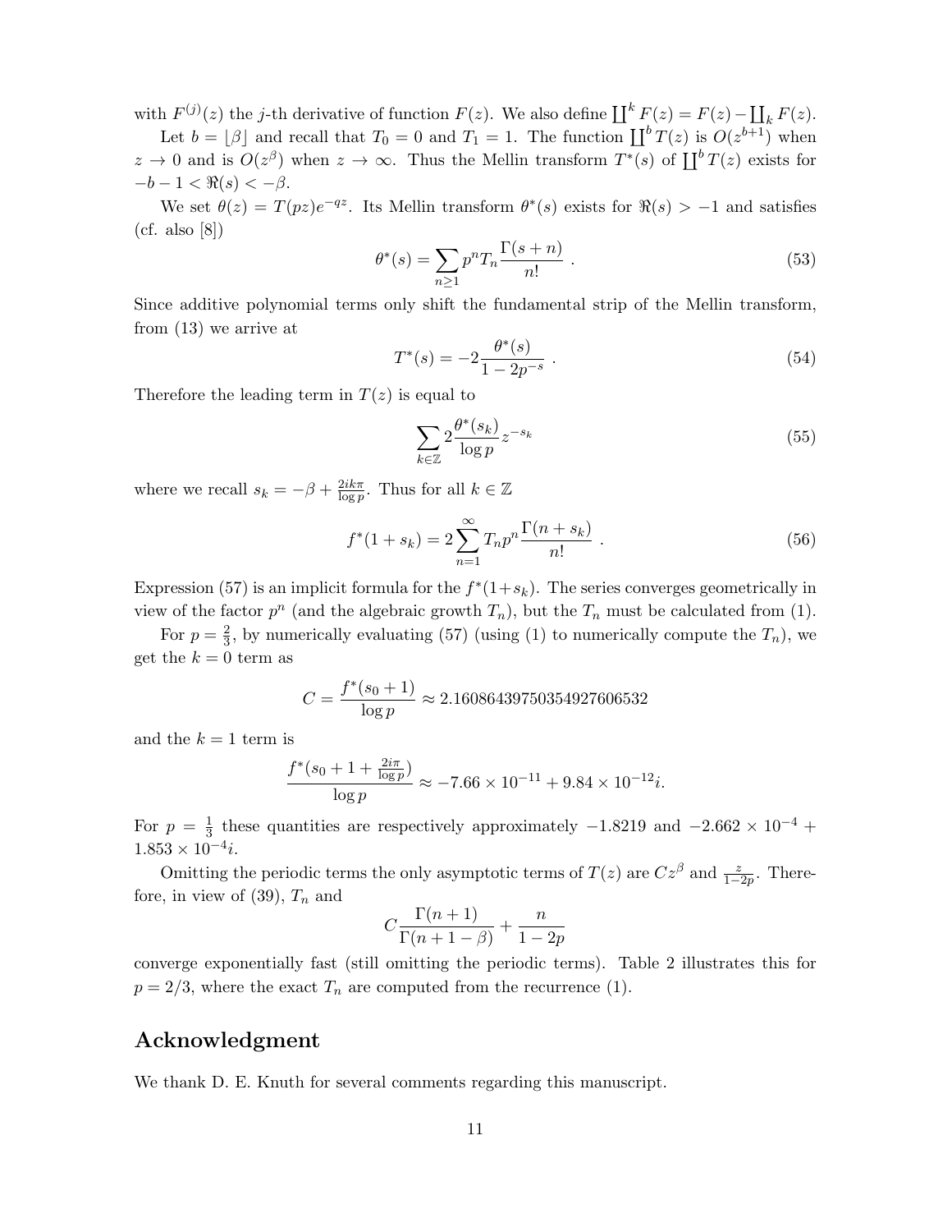with $F^{(j)}(z)$ the $j$-th derivative of function $F(z)$. We also define $\coprod^k F(z) = F(z) - \coprod_k F(z)$.

Let $b = \lfloor \beta \rfloor$ and recall that $T_0 = 0$ and $T_1 = 1$. The function $\coprod^b T(z)$ is $O(z^{b+1})$ when $z \to 0$ and is $O(z^\beta)$ when $z \to \infty$. Thus the Mellin transform $T^*(s)$ of $\coprod^b T(z)$ exists for $-b-1 < \Re(s) < -\beta$.

We set $\theta(z) = T(pz)e^{-qz}$. Its Mellin transform $\theta^*(s)$ exists for $\Re(s) > -1$ and satisfies (cf. also [8])

$$\theta^*(s) = \sum_{n \geq 1} p^n T_n \frac{\Gamma(s+n)}{n!} \; . \tag{53}$$

Since additive polynomial terms only shift the fundamental strip of the Mellin transform, from (13) we arrive at

$$T^*(s) = -2\frac{\theta^*(s)}{1-2p^{-s}} \; . \tag{54}$$

Therefore the leading term in $T(z)$ is equal to

$$\sum_{k \in \mathbb{Z}} 2\frac{\theta^*(s_k)}{\log p} z^{-s_k} \tag{55}$$

where we recall $s_k = -\beta + \frac{2ik\pi}{\log p}$. Thus for all $k \in \mathbb{Z}$

$$f^*(1+s_k) = 2\sum_{n=1}^{\infty} T_n p^n \frac{\Gamma(n+s_k)}{n!} \; . \tag{56}$$

Expression (57) is an implicit formula for the $f^*(1+s_k)$. The series converges geometrically in view of the factor $p^n$ (and the algebraic growth $T_n$), but the $T_n$ must be calculated from (1).

For $p = \frac{2}{3}$, by numerically evaluating (57) (using (1) to numerically compute the $T_n$), we get the $k=0$ term as

$$C = \frac{f^*(s_0+1)}{\log p} \approx 2.1608643975035492760653 2$$

and the $k=1$ term is

$$\frac{f^*(s_0+1+\frac{2i\pi}{\log p})}{\log p} \approx -7.66 \times 10^{-11} + 9.84 \times 10^{-12} i.$$

For $p = \frac{1}{3}$ these quantities are respectively approximately $-1.8219$ and $-2.662 \times 10^{-4} + 1.853 \times 10^{-4} i$.

Omitting the periodic terms the only asymptotic terms of $T(z)$ are $Cz^\beta$ and $\frac{z}{1-2p}$. Therefore, in view of (39), $T_n$ and

$$C\frac{\Gamma(n+1)}{\Gamma(n+1-\beta)} + \frac{n}{1-2p}$$

converge exponentially fast (still omitting the periodic terms). Table 2 illustrates this for $p = 2/3$, where the exact $T_n$ are computed from the recurrence (1).

## Acknowledgment

We thank D. E. Knuth for several comments regarding this manuscript.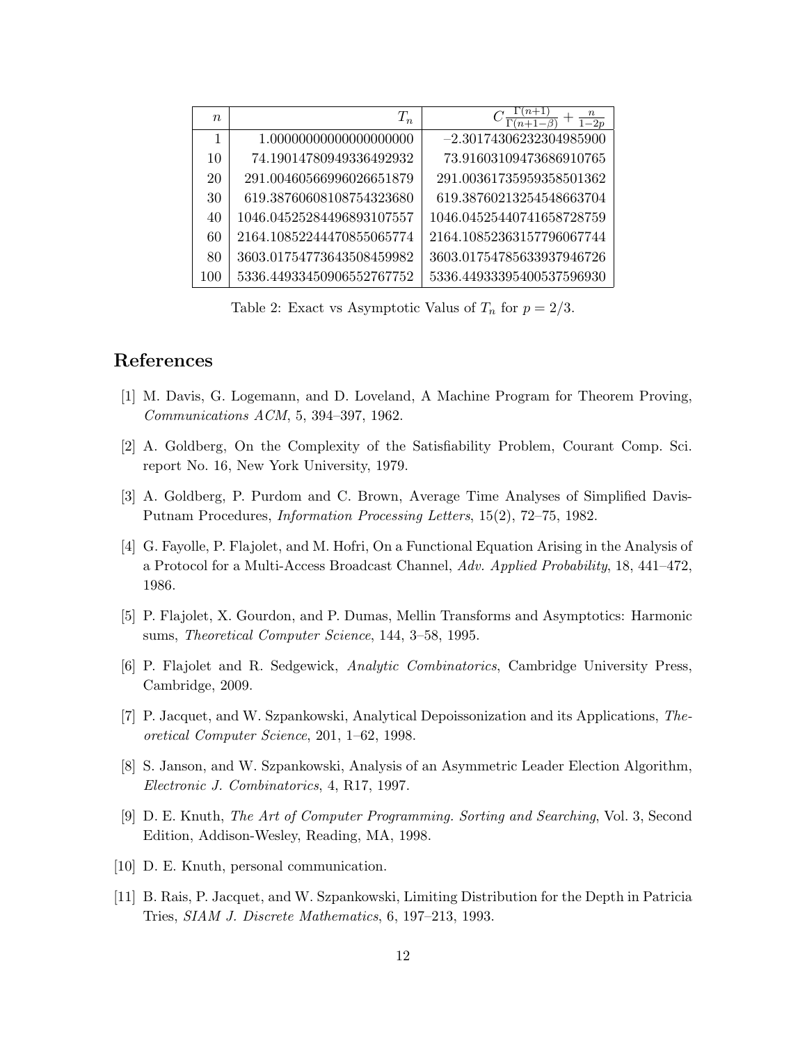| $n$ | $T_n$ | $C\frac{\Gamma(n+1)}{\Gamma(n+1-\beta)} + \frac{n}{1-2p}$ |
|---|---|---|
| 1 | 1.00000000000000000000 | –2.30174306232304985900 |
| 10 | 74.19014780949336492932 | 73.91603109473686910765 |
| 20 | 291.00460566996026651879 | 291.00361735959358501362 |
| 30 | 619.38760608108754323680 | 619.38760213254548663704 |
| 40 | 1046.04525284496893107557 | 1046.04525440741658728759 |
| 60 | 2164.10852244470855065774 | 2164.10852363157796067744 |
| 80 | 3603.01754773643508459982 | 3603.01754785633937946726 |
| 100 | 5336.44933450906552767752 | 5336.44933395400537596930 |

Table 2: Exact vs Asymptotic Valus of $T_n$ for $p = 2/3$.

## References

[1] M. Davis, G. Logemann, and D. Loveland, A Machine Program for Theorem Proving, *Communications ACM*, 5, 394–397, 1962.

[2] A. Goldberg, On the Complexity of the Satisfiability Problem, Courant Comp. Sci. report No. 16, New York University, 1979.

[3] A. Goldberg, P. Purdom and C. Brown, Average Time Analyses of Simplified Davis-Putnam Procedures, *Information Processing Letters*, 15(2), 72–75, 1982.

[4] G. Fayolle, P. Flajolet, and M. Hofri, On a Functional Equation Arising in the Analysis of a Protocol for a Multi-Access Broadcast Channel, *Adv. Applied Probability*, 18, 441–472, 1986.

[5] P. Flajolet, X. Gourdon, and P. Dumas, Mellin Transforms and Asymptotics: Harmonic sums, *Theoretical Computer Science*, 144, 3–58, 1995.

[6] P. Flajolet and R. Sedgewick, *Analytic Combinatorics*, Cambridge University Press, Cambridge, 2009.

[7] P. Jacquet, and W. Szpankowski, Analytical Depoissonization and its Applications, *Theoretical Computer Science*, 201, 1–62, 1998.

[8] S. Janson, and W. Szpankowski, Analysis of an Asymmetric Leader Election Algorithm, *Electronic J. Combinatorics*, 4, R17, 1997.

[9] D. E. Knuth, *The Art of Computer Programming. Sorting and Searching*, Vol. 3, Second Edition, Addison-Wesley, Reading, MA, 1998.

[10] D. E. Knuth, personal communication.

[11] B. Rais, P. Jacquet, and W. Szpankowski, Limiting Distribution for the Depth in Patricia Tries, *SIAM J. Discrete Mathematics*, 6, 197–213, 1993.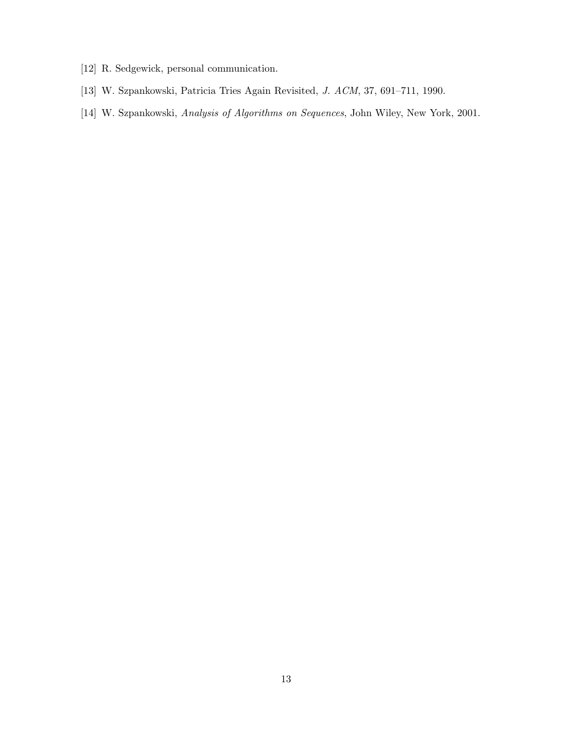[12] R. Sedgewick, personal communication.

[13] W. Szpankowski, Patricia Tries Again Revisited, *J. ACM*, 37, 691–711, 1990.

[14] W. Szpankowski, *Analysis of Algorithms on Sequences*, John Wiley, New York, 2001.